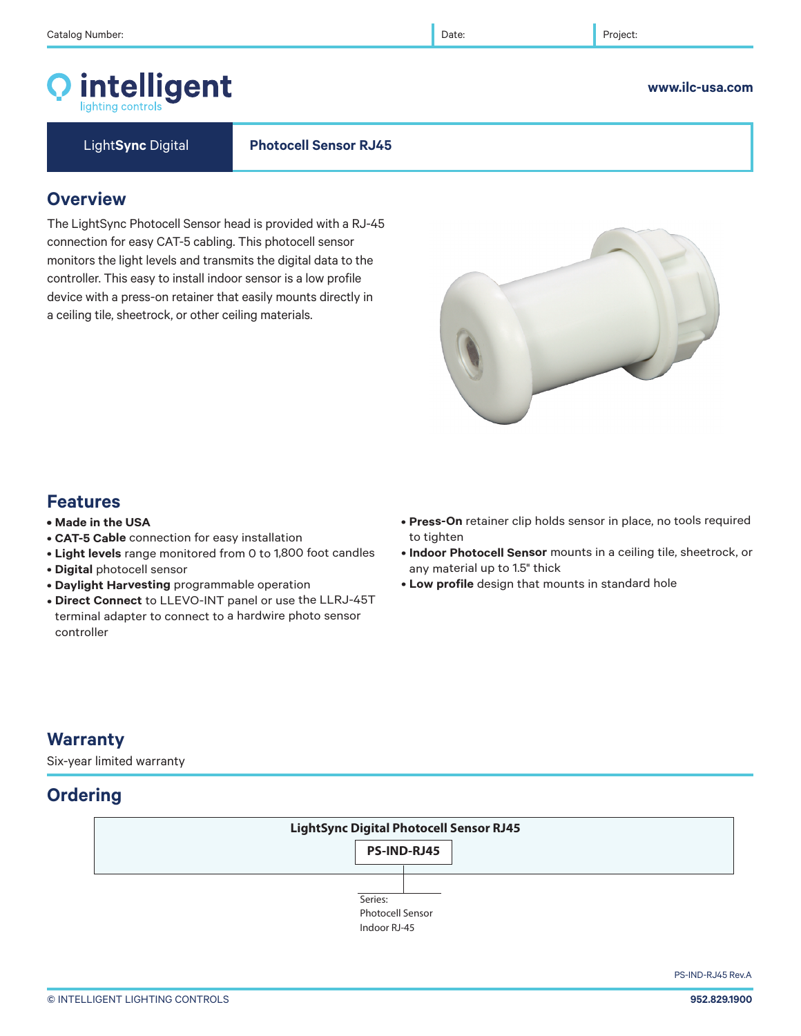Catalog Number: | Date: | Project:

**intelligent** lighting controls

www.ilc-usa.com

LightSync Digital

# Photocell Sensor RJ45

## Overview

The LightSync Photocell Sensor head is provided with a RJ-45 connection for easy CAT-5 cabling. This photocell sensor monitors the light levels and transmits the digital data to the controller. This easy to install indoor sensor is a low profile device with a press-on retainer that easily mounts directly in a ceiling tile, sheetrock, or other ceiling materials.

## Features

- **Made in the USA**
- **CAT-5 Cable** connection for easy installation
- **Light levels** range monitored from 0 to 1,800 foot candles
- **Digital** photocell sensor
- **Daylight Harvesting** programmable operation
- **Direct Connect** to LLEVO-INT panel or use the LLRJ-45T terminal adapter to connect to a hardwire photo sensor controller
- **Press-On** retainer clip holds sensor in place, no tools required to tighten
- **Indoor Photocell Sensor** mounts in a ceiling tile, sheetrock, or any material up to 1.5" thick
- **Low profile** design that mounts in standard hole

## Warranty

Six-year limited warranty

## Ordering

| LightSync Digital Photocell Sensor RJ45 |
|---|
| PS-IND-RJ45 |

Series:
Photocell Sensor
Indoor RJ-45

PS-IND-RJ45 Rev.A

© INTELLIGENT LIGHTING CONTROLS

952.829.1900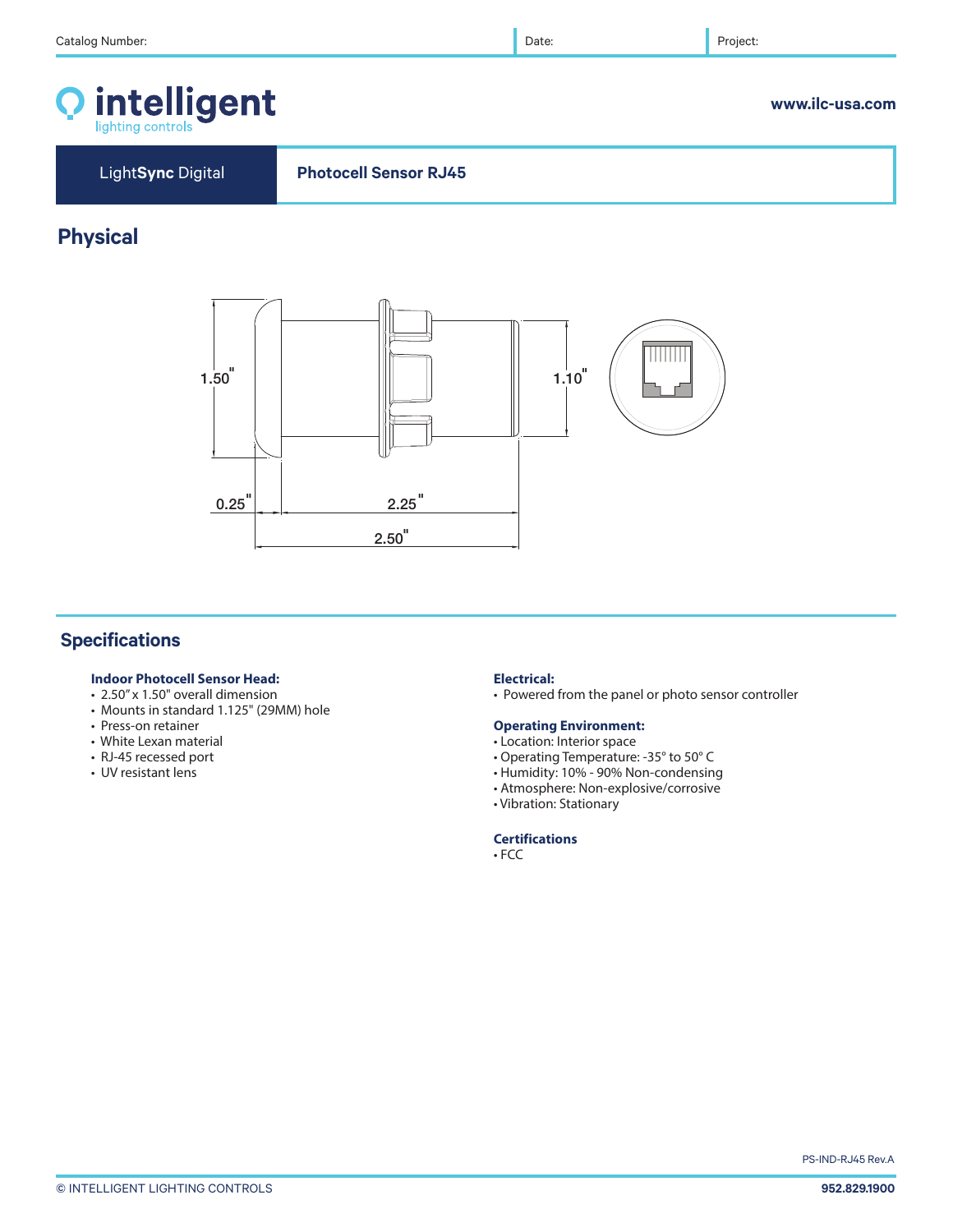Catalog Number: | Date: | Project:

# intelligent
lighting controls

**www.ilc-usa.com**

LightSync Digital | **Photocell Sensor RJ45**

## Physical

1.50"
1.10"
0.25"
2.25"
2.50"

## Specifications

**Indoor Photocell Sensor Head:**
- 2.50" x 1.50" overall dimension
- Mounts in standard 1.125" (29MM) hole
- Press-on retainer
- White Lexan material
- RJ-45 recessed port
- UV resistant lens

**Electrical:**
- Powered from the panel or photo sensor controller

**Operating Environment:**
- Location: Interior space
- Operating Temperature: -35° to 50° C
- Humidity: 10% - 90% Non-condensing
- Atmosphere: Non-explosive/corrosive
- Vibration: Stationary

**Certifications**
- FCC

PS-IND-RJ45 Rev.A

© INTELLIGENT LIGHTING CONTROLS

952.829.1900